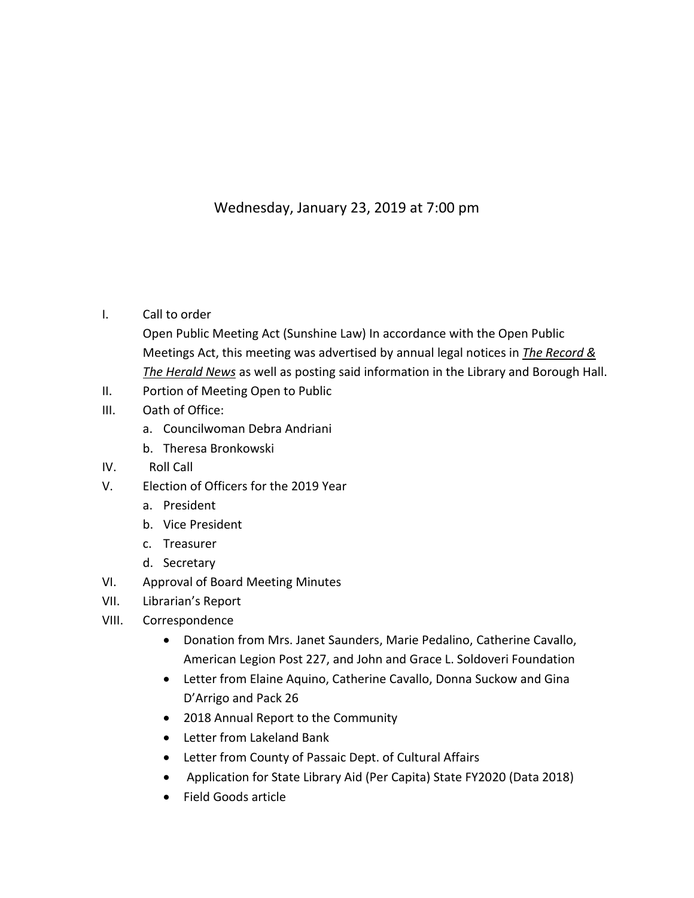Wednesday, January 23, 2019 at 7:00 pm

I. Call to order

   Open Public Meeting Act (Sunshine Law) In accordance with the Open Public Meetings Act, this meeting was advertised by annual legal notices in ***The Record & The Herald News*** as well as posting said information in the Library and Borough Hall.

II. Portion of Meeting Open to Public

III. Oath of Office:
   a. Councilwoman Debra Andriani
   b. Theresa Bronkowski

IV. Roll Call

V. Election of Officers for the 2019 Year
   a. President
   b. Vice President
   c. Treasurer
   d. Secretary

VI. Approval of Board Meeting Minutes

VII. Librarian's Report

VIII. Correspondence
   - Donation from Mrs. Janet Saunders, Marie Pedalino, Catherine Cavallo, American Legion Post 227, and John and Grace L. Soldoveri Foundation
   - Letter from Elaine Aquino, Catherine Cavallo, Donna Suckow and Gina D'Arrigo and Pack 26
   - 2018 Annual Report to the Community
   - Letter from Lakeland Bank
   - Letter from County of Passaic Dept. of Cultural Affairs
   - Application for State Library Aid (Per Capita) State FY2020 (Data 2018)
   - Field Goods article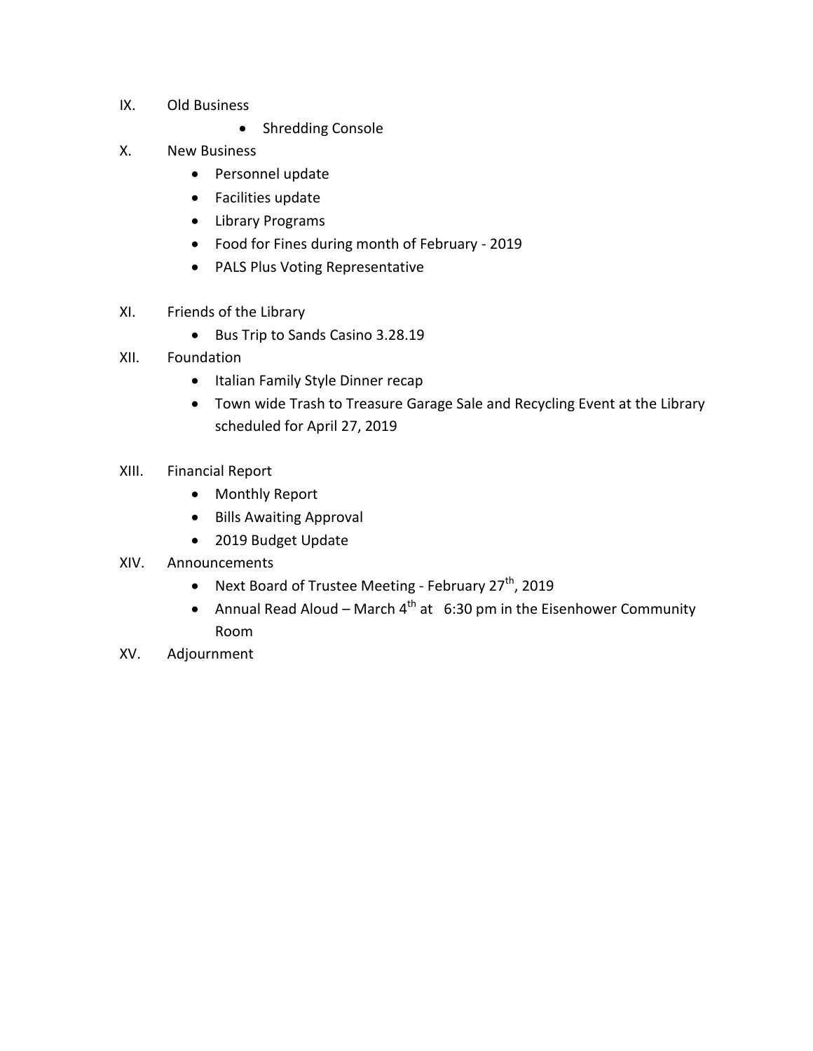IX. Old Business

- Shredding Console

X. New Business

- Personnel update
- Facilities update
- Library Programs
- Food for Fines during month of February - 2019
- PALS Plus Voting Representative

XI. Friends of the Library

- Bus Trip to Sands Casino 3.28.19

XII. Foundation

- Italian Family Style Dinner recap
- Town wide Trash to Treasure Garage Sale and Recycling Event at the Library scheduled for April 27, 2019

XIII. Financial Report

- Monthly Report
- Bills Awaiting Approval
- 2019 Budget Update

XIV. Announcements

- Next Board of Trustee Meeting - February 27th, 2019
- Annual Read Aloud – March 4th at 6:30 pm in the Eisenhower Community Room

XV. Adjournment